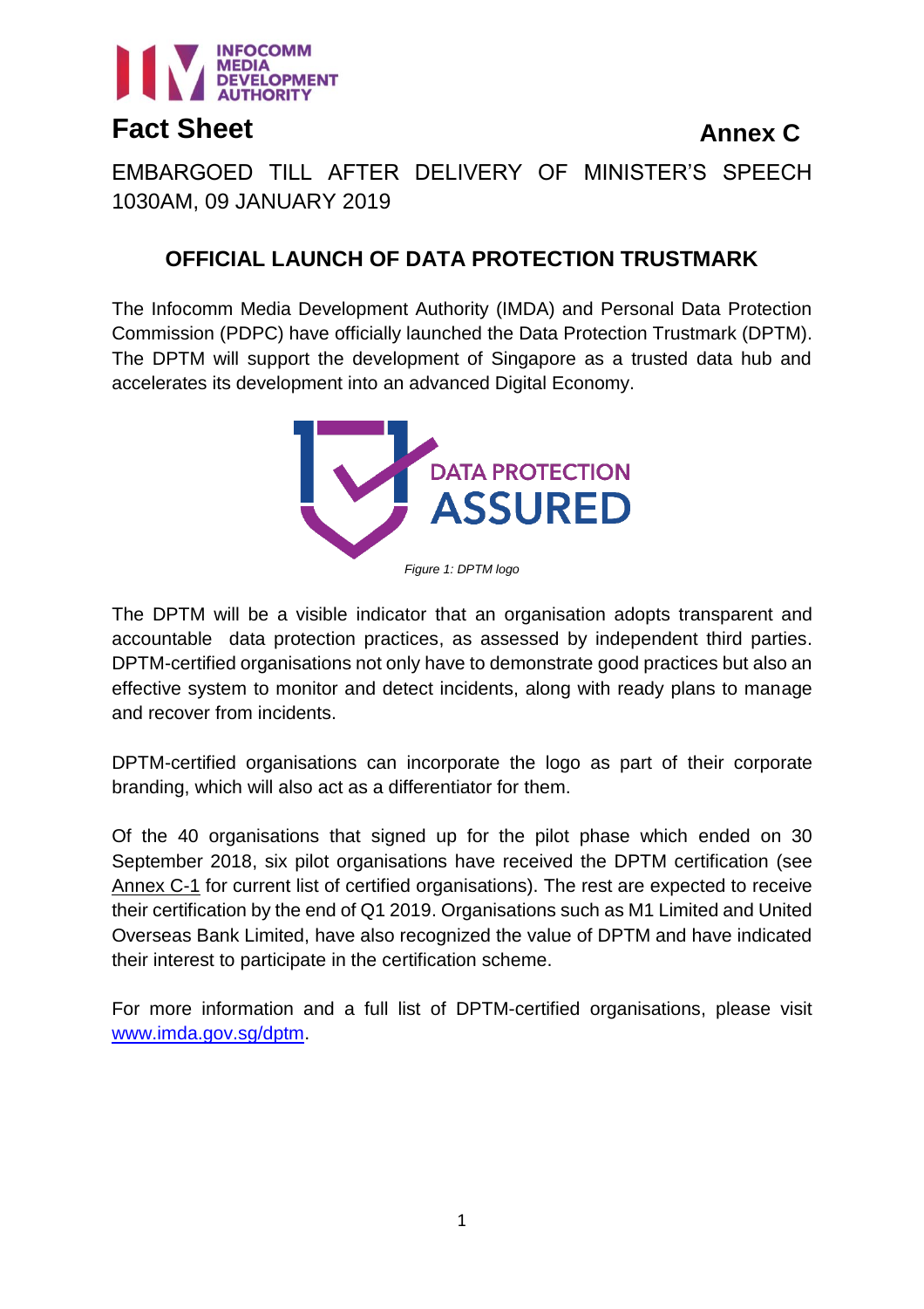**Fact Sheet** **Annex C**

EMBARGOED TILL AFTER DELIVERY OF MINISTER'S SPEECH 1030AM, 09 JANUARY 2019

## OFFICIAL LAUNCH OF DATA PROTECTION TRUSTMARK

The Infocomm Media Development Authority (IMDA) and Personal Data Protection Commission (PDPC) have officially launched the Data Protection Trustmark (DPTM). The DPTM will support the development of Singapore as a trusted data hub and accelerates its development into an advanced Digital Economy.

*Figure 1: DPTM logo*

The DPTM will be a visible indicator that an organisation adopts transparent and accountable data protection practices, as assessed by independent third parties. DPTM-certified organisations not only have to demonstrate good practices but also an effective system to monitor and detect incidents, along with ready plans to manage and recover from incidents.

DPTM-certified organisations can incorporate the logo as part of their corporate branding, which will also act as a differentiator for them.

Of the 40 organisations that signed up for the pilot phase which ended on 30 September 2018, six pilot organisations have received the DPTM certification (see Annex C-1 for current list of certified organisations). The rest are expected to receive their certification by the end of Q1 2019. Organisations such as M1 Limited and United Overseas Bank Limited, have also recognized the value of DPTM and have indicated their interest to participate in the certification scheme.

For more information and a full list of DPTM-certified organisations, please visit www.imda.gov.sg/dptm.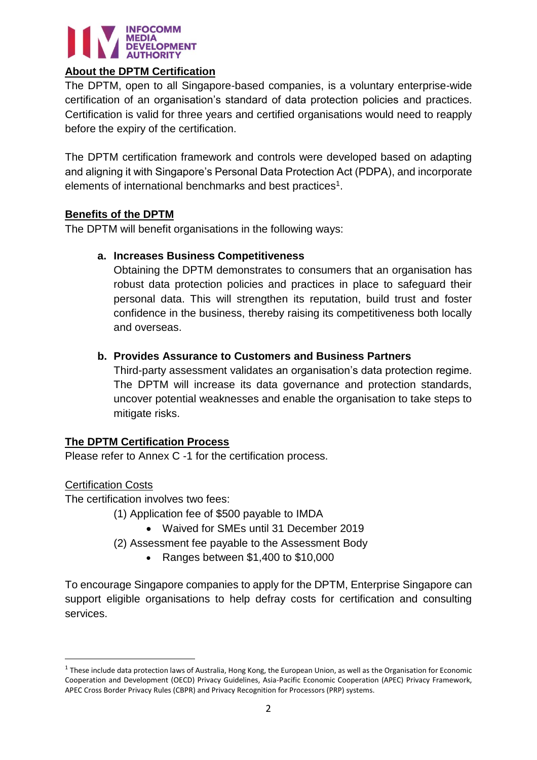## About the DPTM Certification

The DPTM, open to all Singapore-based companies, is a voluntary enterprise-wide certification of an organisation's standard of data protection policies and practices. Certification is valid for three years and certified organisations would need to reapply before the expiry of the certification.

The DPTM certification framework and controls were developed based on adapting and aligning it with Singapore's Personal Data Protection Act (PDPA), and incorporate elements of international benchmarks and best practices[1].

## Benefits of the DPTM

The DPTM will benefit organisations in the following ways:

**a. Increases Business Competitiveness**

Obtaining the DPTM demonstrates to consumers that an organisation has robust data protection policies and practices in place to safeguard their personal data. This will strengthen its reputation, build trust and foster confidence in the business, thereby raising its competitiveness both locally and overseas.

**b. Provides Assurance to Customers and Business Partners**

Third-party assessment validates an organisation's data protection regime. The DPTM will increase its data governance and protection standards, uncover potential weaknesses and enable the organisation to take steps to mitigate risks.

## The DPTM Certification Process

Please refer to Annex C -1 for the certification process.

### Certification Costs

The certification involves two fees:

(1) Application fee of $500 payable to IMDA
- Waived for SMEs until 31 December 2019

(2) Assessment fee payable to the Assessment Body
- Ranges between $1,400 to $10,000

To encourage Singapore companies to apply for the DPTM, Enterprise Singapore can support eligible organisations to help defray costs for certification and consulting services.

---

[1] These include data protection laws of Australia, Hong Kong, the European Union, as well as the Organisation for Economic Cooperation and Development (OECD) Privacy Guidelines, Asia-Pacific Economic Cooperation (APEC) Privacy Framework, APEC Cross Border Privacy Rules (CBPR) and Privacy Recognition for Processors (PRP) systems.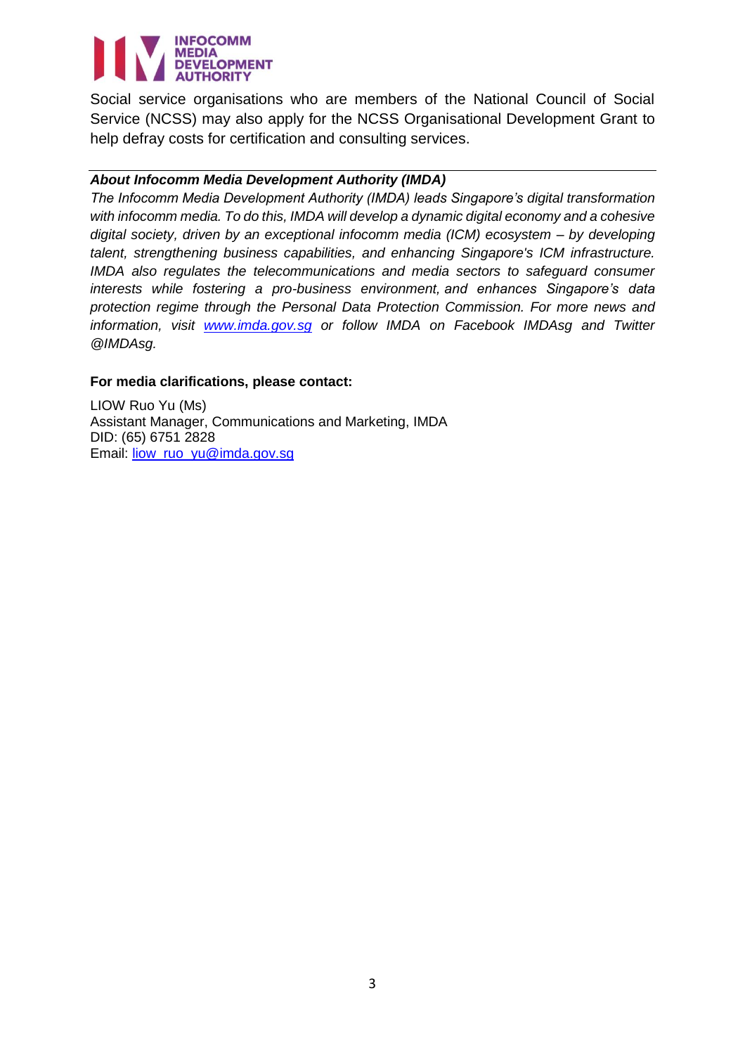Social service organisations who are members of the National Council of Social Service (NCSS) may also apply for the NCSS Organisational Development Grant to help defray costs for certification and consulting services.

---

***About Infocomm Media Development Authority (IMDA)***

*The Infocomm Media Development Authority (IMDA) leads Singapore's digital transformation with infocomm media. To do this, IMDA will develop a dynamic digital economy and a cohesive digital society, driven by an exceptional infocomm media (ICM) ecosystem – by developing talent, strengthening business capabilities, and enhancing Singapore's ICM infrastructure. IMDA also regulates the telecommunications and media sectors to safeguard consumer interests while fostering a pro-business environment, and enhances Singapore's data protection regime through the Personal Data Protection Commission. For more news and information, visit [www.imda.gov.sg](http://www.imda.gov.sg) or follow IMDA on Facebook IMDAsg and Twitter @IMDAsg.*

**For media clarifications, please contact:**

LIOW Ruo Yu (Ms)
Assistant Manager, Communications and Marketing, IMDA
DID: (65) 6751 2828
Email: [liow_ruo_yu@imda.gov.sg](mailto:liow_ruo_yu@imda.gov.sg)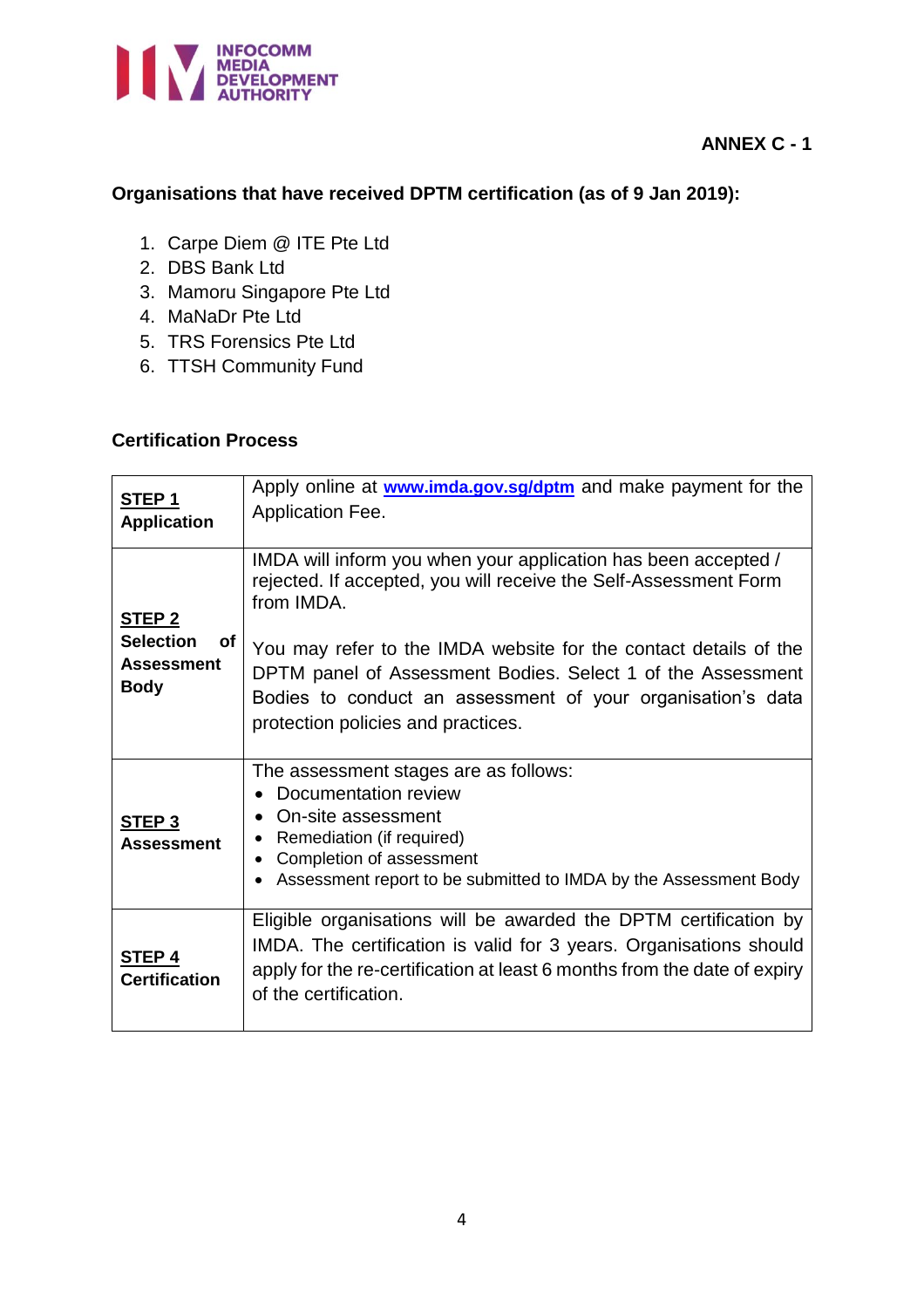**ANNEX C - 1**

**Organisations that have received DPTM certification (as of 9 Jan 2019):**

1. Carpe Diem @ ITE Pte Ltd
2. DBS Bank Ltd
3. Mamoru Singapore Pte Ltd
4. MaNaDr Pte Ltd
5. TRS Forensics Pte Ltd
6. TTSH Community Fund

**Certification Process**

| | |
|---|---|
| **STEP 1** **Application** | Apply online at **www.imda.gov.sg/dptm** and make payment for the Application Fee. |
| **STEP 2** **Selection of Assessment Body** | IMDA will inform you when your application has been accepted / rejected. If accepted, you will receive the Self-Assessment Form from IMDA.<br><br>You may refer to the IMDA website for the contact details of the DPTM panel of Assessment Bodies. Select 1 of the Assessment Bodies to conduct an assessment of your organisation's data protection policies and practices. |
| **STEP 3** **Assessment** | The assessment stages are as follows:<br>• Documentation review<br>• On-site assessment<br>• Remediation (if required)<br>• Completion of assessment<br>• Assessment report to be submitted to IMDA by the Assessment Body |
| **STEP 4** **Certification** | Eligible organisations will be awarded the DPTM certification by IMDA. The certification is valid for 3 years. Organisations should apply for the re-certification at least 6 months from the date of expiry of the certification. |